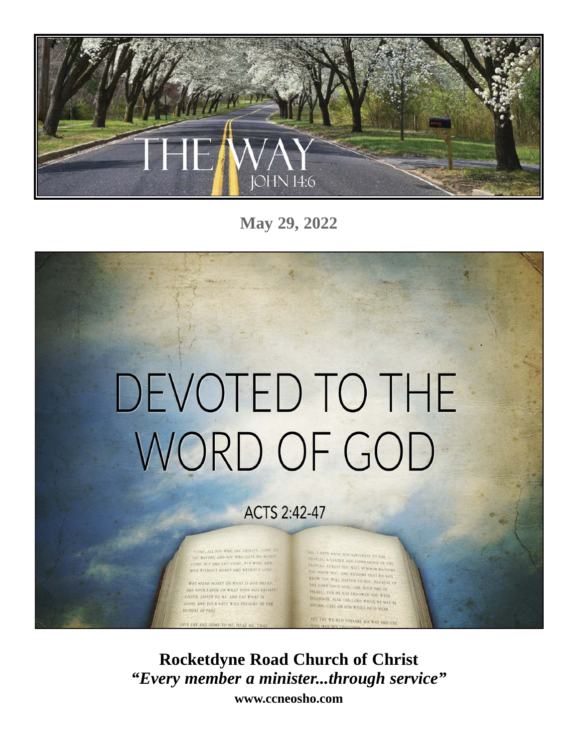# THE WAY

JOHN 14:6

**May 29, 2022**

# DEVOTED TO THE WORD OF GOD

ACTS 2:42-47

**Rocketdyne Road Church of Christ**

***"Every member a minister...through service"***

**www.ccneosho.com**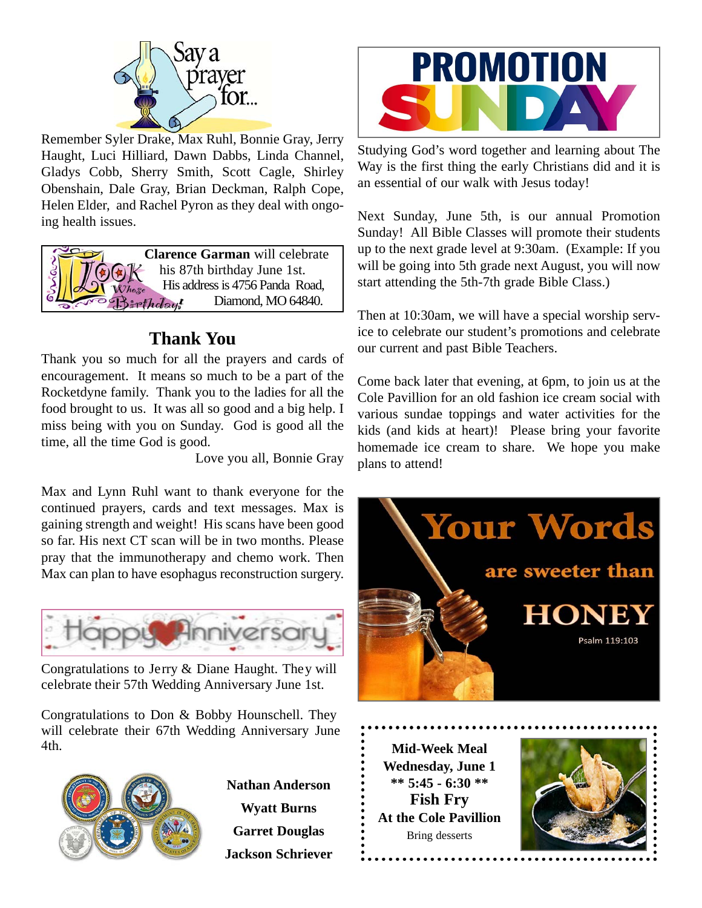## Say a prayer for...

Remember Syler Drake, Max Ruhl, Bonnie Gray, Jerry Haught, Luci Hilliard, Dawn Dabbs, Linda Channel, Gladys Cobb, Sherry Smith, Scott Cagle, Shirley Obenshain, Dale Gray, Brian Deckman, Ralph Cope, Helen Elder, and Rachel Pyron as they deal with ongoing health issues.

**Clarence Garman** will celebrate his 87th birthday June 1st. His address is 4756 Panda Road, Diamond, MO 64840.

## Thank You

Thank you so much for all the prayers and cards of encouragement. It means so much to be a part of the Rocketdyne family. Thank you to the ladies for all the food brought to us. It was all so good and a big help. I miss being with you on Sunday. God is good all the time, all the time God is good.

Love you all, Bonnie Gray

Max and Lynn Ruhl want to thank everyone for the continued prayers, cards and text messages. Max is gaining strength and weight! His scans have been good so far. His next CT scan will be in two months. Please pray that the immunotherapy and chemo work. Then Max can plan to have esophagus reconstruction surgery.

## Happy Anniversary

Congratulations to Jerry & Diane Haught. They will celebrate their 57th Wedding Anniversary June 1st.

Congratulations to Don & Bobby Hounschell. They will celebrate their 67th Wedding Anniversary June 4th.

**Nathan Anderson**

**Wyatt Burns**

**Garret Douglas**

**Jackson Schriever**

## PROMOTION SUNDAY

Studying God's word together and learning about The Way is the first thing the early Christians did and it is an essential of our walk with Jesus today!

Next Sunday, June 5th, is our annual Promotion Sunday! All Bible Classes will promote their students up to the next grade level at 9:30am. (Example: If you will be going into 5th grade next August, you will now start attending the 5th-7th grade Bible Class.)

Then at 10:30am, we will have a special worship service to celebrate our student's promotions and celebrate our current and past Bible Teachers.

Come back later that evening, at 6pm, to join us at the Cole Pavillion for an old fashion ice cream social with various sundae toppings and water activities for the kids (and kids at heart)! Please bring your favorite homemade ice cream to share. We hope you make plans to attend!

**Your Words are sweeter than HONEY**

Psalm 119:103

**Mid-Week Meal**
**Wednesday, June 1**
**\*\* 5:45 - 6:30 \*\***
**Fish Fry**
**At the Cole Pavillion**
Bring desserts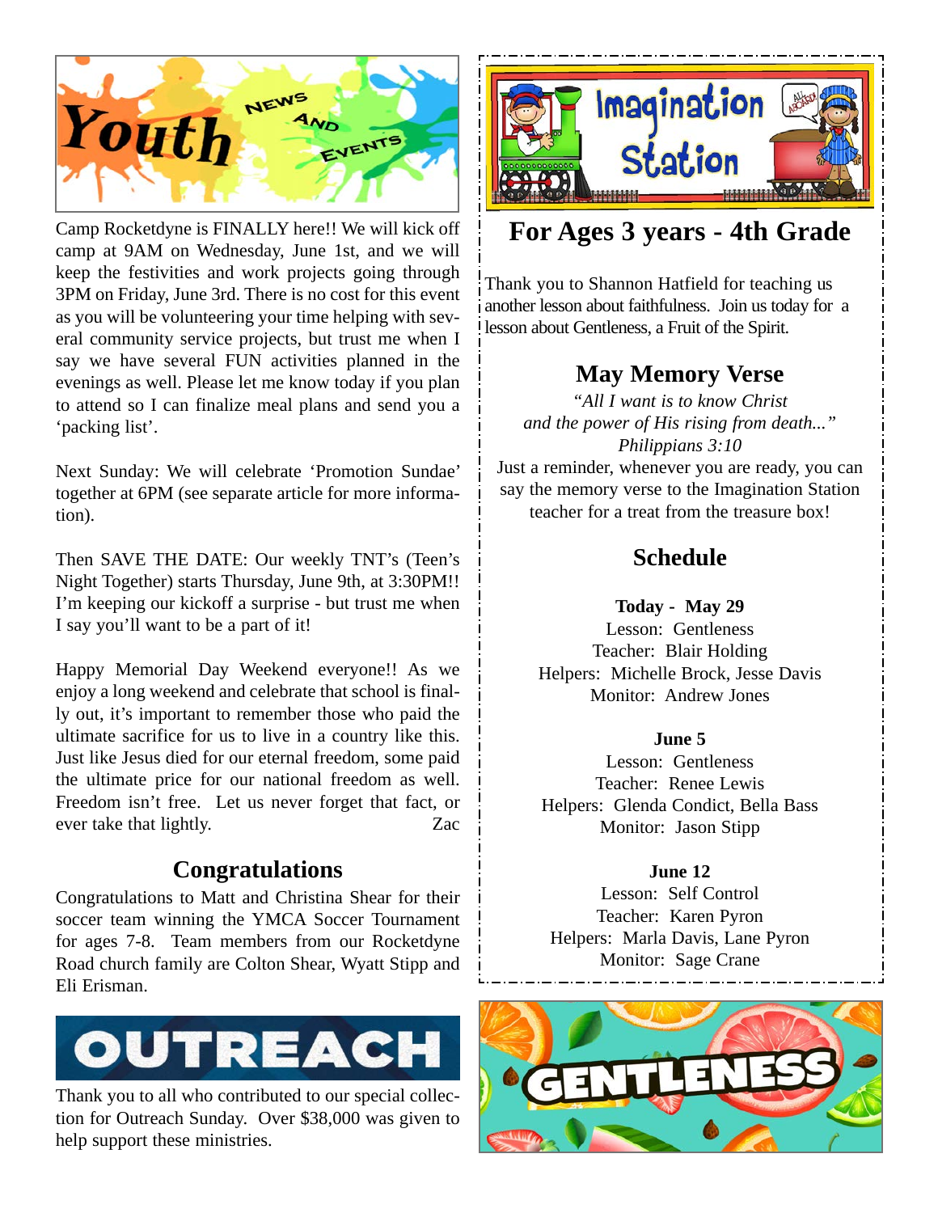# Youth News and Events

Camp Rocketdyne is FINALLY here!! We will kick off camp at 9AM on Wednesday, June 1st, and we will keep the festivities and work projects going through 3PM on Friday, June 3rd. There is no cost for this event as you will be volunteering your time helping with several community service projects, but trust me when I say we have several FUN activities planned in the evenings as well. Please let me know today if you plan to attend so I can finalize meal plans and send you a 'packing list'.

Next Sunday: We will celebrate 'Promotion Sundae' together at 6PM (see separate article for more information).

Then SAVE THE DATE: Our weekly TNT's (Teen's Night Together) starts Thursday, June 9th, at 3:30PM!! I'm keeping our kickoff a surprise - but trust me when I say you'll want to be a part of it!

Happy Memorial Day Weekend everyone!! As we enjoy a long weekend and celebrate that school is finally out, it's important to remember those who paid the ultimate sacrifice for us to live in a country like this. Just like Jesus died for our eternal freedom, some paid the ultimate price for our national freedom as well. Freedom isn't free. Let us never forget that fact, or ever take that lightly. Zac

## Congratulations

Congratulations to Matt and Christina Shear for their soccer team winning the YMCA Soccer Tournament for ages 7-8. Team members from our Rocketdyne Road church family are Colton Shear, Wyatt Stipp and Eli Erisman.

# OUTREACH

Thank you to all who contributed to our special collection for Outreach Sunday. Over $38,000 was given to help support these ministries.

# Imagination Station

## For Ages 3 years - 4th Grade

Thank you to Shannon Hatfield for teaching us another lesson about faithfulness. Join us today for a lesson about Gentleness, a Fruit of the Spirit.

## May Memory Verse

*"All I want is to know Christ*
*and the power of His rising from death..."*
*Philippians 3:10*

Just a reminder, whenever you are ready, you can say the memory verse to the Imagination Station teacher for a treat from the treasure box!

## Schedule

**Today - May 29**
Lesson: Gentleness
Teacher: Blair Holding
Helpers: Michelle Brock, Jesse Davis
Monitor: Andrew Jones

**June 5**
Lesson: Gentleness
Teacher: Renee Lewis
Helpers: Glenda Condict, Bella Bass
Monitor: Jason Stipp

**June 12**
Lesson: Self Control
Teacher: Karen Pyron
Helpers: Marla Davis, Lane Pyron
Monitor: Sage Crane

GENTLENESS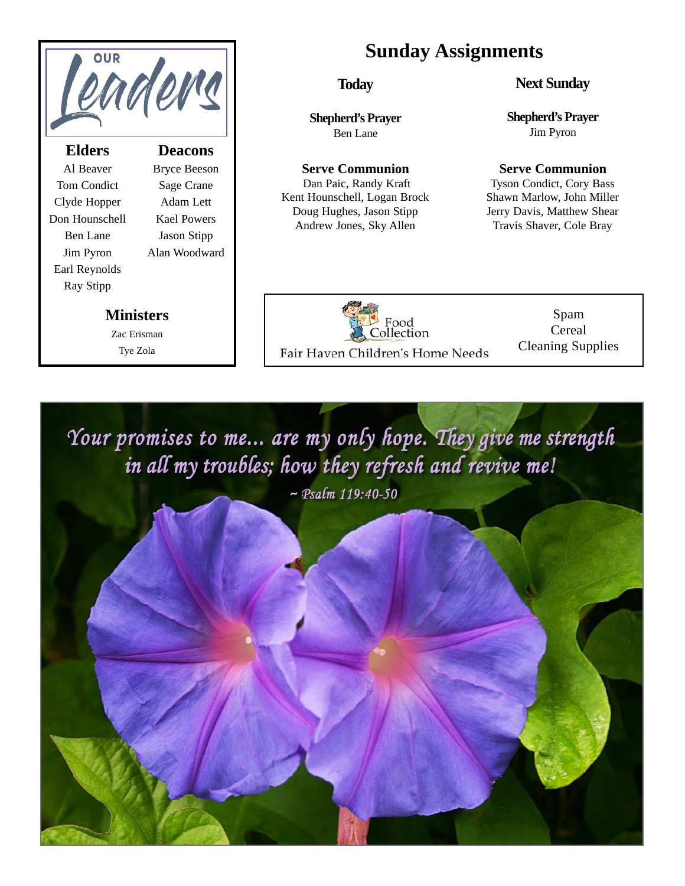## Our Leaders

### Elders

Al Beaver
Tom Condict
Clyde Hopper
Don Hounschell
Ben Lane
Jim Pyron
Earl Reynolds
Ray Stipp

### Deacons

Bryce Beeson
Sage Crane
Adam Lett
Kael Powers
Jason Stipp
Alan Woodward

### Ministers

Zac Erisman
Tye Zola

# Sunday Assignments

## Today

**Shepherd's Prayer**
Ben Lane

**Serve Communion**
Dan Paic, Randy Kraft
Kent Hounschell, Logan Brock
Doug Hughes, Jason Stipp
Andrew Jones, Sky Allen

## Next Sunday

**Shepherd's Prayer**
Jim Pyron

**Serve Communion**
Tyson Condict, Cory Bass
Shawn Marlow, John Miller
Jerry Davis, Matthew Shear
Travis Shaver, Cole Bray

## Food Collection

Fair Haven Children's Home Needs

Spam
Cereal
Cleaning Supplies

*Your promises to me... are my only hope. They give me strength in all my troubles; how they refresh and revive me!*

*~ Psalm 119:40-50*